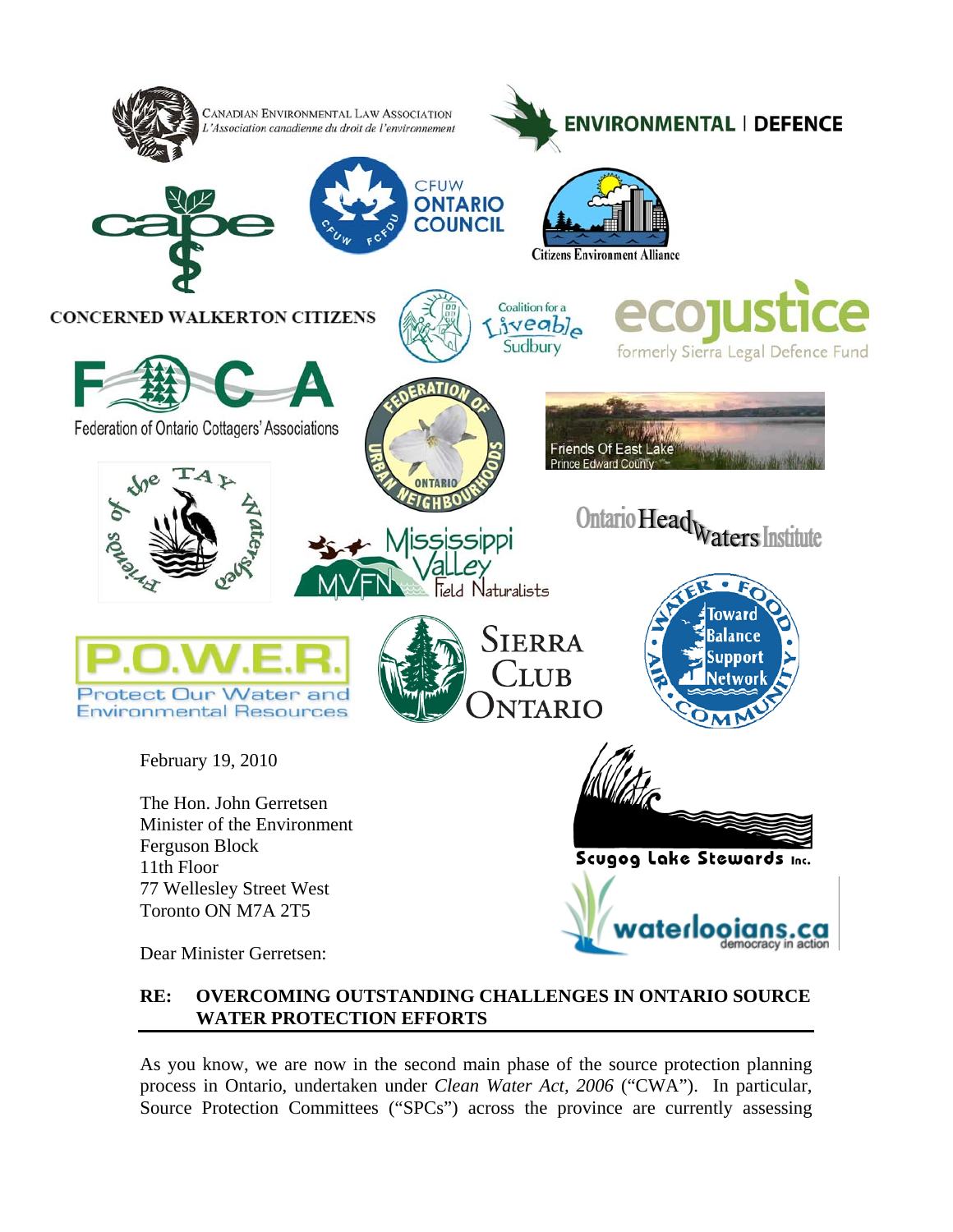CANADIAN ENVIRONMENTAL LAW ASSOCIATION
*L'Association canadienne du droit de l'environnement*

ENVIRONMENTAL | DEFENCE

cape

CFUW ONTARIO COUNCIL

Citizens Environment Alliance

CONCERNED WALKERTON CITIZENS

Coalition for a Liveable Sudbury

ecojustice
formerly Sierra Legal Defence Fund

FOCA
Federation of Ontario Cottagers' Associations

Federation of Urban Neighbourhoods Ontario

Friends Of East Lake
Prince Edward County

Friends of the Tay Watershed

Mississippi Valley Field Naturalists

Ontario Headwaters Institute

P.O.W.E.R.
Protect Our Water and Environmental Resources

SIERRA CLUB ONTARIO

Toward Balance Support Network
Water • Food • Community • Air

Scugog Lake Stewards Inc.

waterloogians.ca
democracy in action

February 19, 2010

The Hon. John Gerretsen
Minister of the Environment
Ferguson Block
11th Floor
77 Wellesley Street West
Toronto ON M7A 2T5

Dear Minister Gerretsen:

**RE: OVERCOMING OUTSTANDING CHALLENGES IN ONTARIO SOURCE WATER PROTECTION EFFORTS**

As you know, we are now in the second main phase of the source protection planning process in Ontario, undertaken under *Clean Water Act, 2006* ("CWA"). In particular, Source Protection Committees ("SPCs") across the province are currently assessing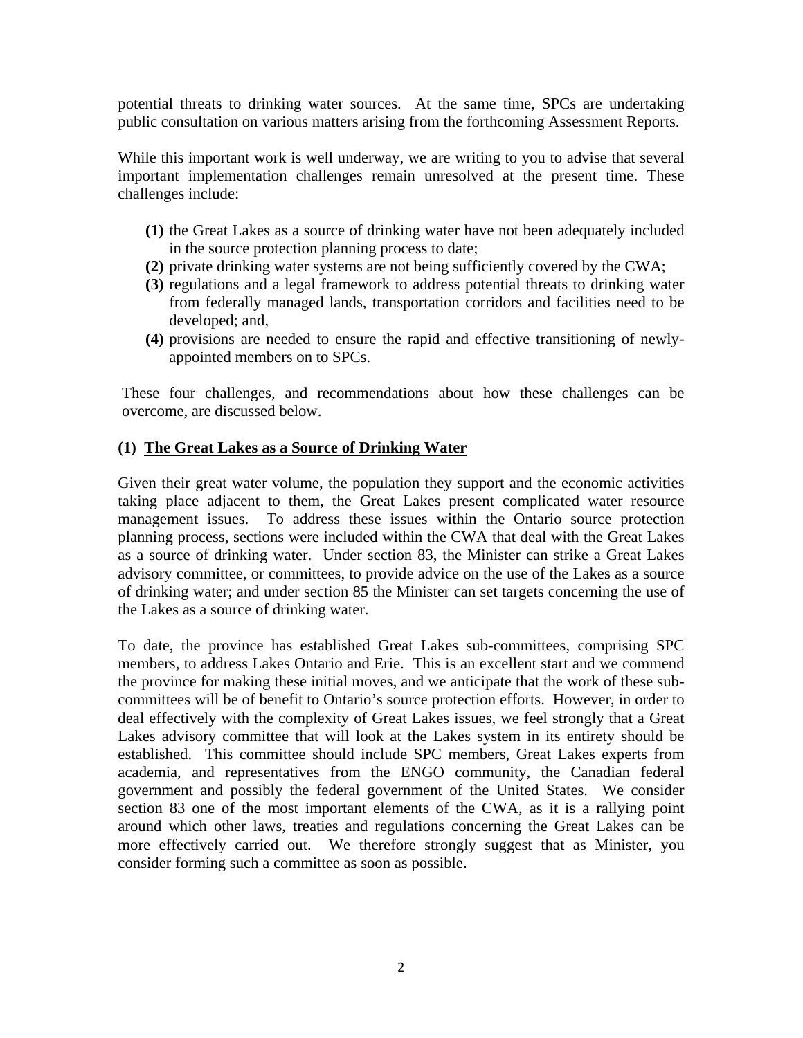potential threats to drinking water sources. At the same time, SPCs are undertaking public consultation on various matters arising from the forthcoming Assessment Reports.

While this important work is well underway, we are writing to you to advise that several important implementation challenges remain unresolved at the present time. These challenges include:

- **(1)** the Great Lakes as a source of drinking water have not been adequately included in the source protection planning process to date;
- **(2)** private drinking water systems are not being sufficiently covered by the CWA;
- **(3)** regulations and a legal framework to address potential threats to drinking water from federally managed lands, transportation corridors and facilities need to be developed; and,
- **(4)** provisions are needed to ensure the rapid and effective transitioning of newly-appointed members on to SPCs.

These four challenges, and recommendations about how these challenges can be overcome, are discussed below.

### (1) The Great Lakes as a Source of Drinking Water

Given their great water volume, the population they support and the economic activities taking place adjacent to them, the Great Lakes present complicated water resource management issues. To address these issues within the Ontario source protection planning process, sections were included within the CWA that deal with the Great Lakes as a source of drinking water. Under section 83, the Minister can strike a Great Lakes advisory committee, or committees, to provide advice on the use of the Lakes as a source of drinking water; and under section 85 the Minister can set targets concerning the use of the Lakes as a source of drinking water.

To date, the province has established Great Lakes sub-committees, comprising SPC members, to address Lakes Ontario and Erie. This is an excellent start and we commend the province for making these initial moves, and we anticipate that the work of these sub-committees will be of benefit to Ontario's source protection efforts. However, in order to deal effectively with the complexity of Great Lakes issues, we feel strongly that a Great Lakes advisory committee that will look at the Lakes system in its entirety should be established. This committee should include SPC members, Great Lakes experts from academia, and representatives from the ENGO community, the Canadian federal government and possibly the federal government of the United States. We consider section 83 one of the most important elements of the CWA, as it is a rallying point around which other laws, treaties and regulations concerning the Great Lakes can be more effectively carried out. We therefore strongly suggest that as Minister, you consider forming such a committee as soon as possible.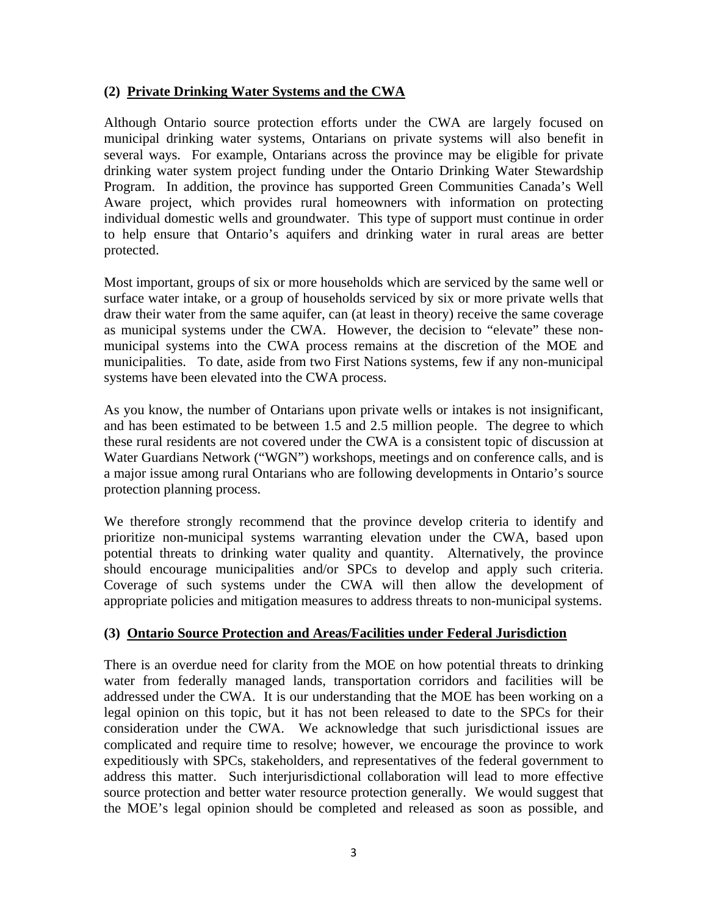### (2) Private Drinking Water Systems and the CWA

Although Ontario source protection efforts under the CWA are largely focused on municipal drinking water systems, Ontarians on private systems will also benefit in several ways. For example, Ontarians across the province may be eligible for private drinking water system project funding under the Ontario Drinking Water Stewardship Program. In addition, the province has supported Green Communities Canada's Well Aware project, which provides rural homeowners with information on protecting individual domestic wells and groundwater. This type of support must continue in order to help ensure that Ontario's aquifers and drinking water in rural areas are better protected.

Most important, groups of six or more households which are serviced by the same well or surface water intake, or a group of households serviced by six or more private wells that draw their water from the same aquifer, can (at least in theory) receive the same coverage as municipal systems under the CWA. However, the decision to "elevate" these non-municipal systems into the CWA process remains at the discretion of the MOE and municipalities. To date, aside from two First Nations systems, few if any non-municipal systems have been elevated into the CWA process.

As you know, the number of Ontarians upon private wells or intakes is not insignificant, and has been estimated to be between 1.5 and 2.5 million people. The degree to which these rural residents are not covered under the CWA is a consistent topic of discussion at Water Guardians Network ("WGN") workshops, meetings and on conference calls, and is a major issue among rural Ontarians who are following developments in Ontario's source protection planning process.

We therefore strongly recommend that the province develop criteria to identify and prioritize non-municipal systems warranting elevation under the CWA, based upon potential threats to drinking water quality and quantity. Alternatively, the province should encourage municipalities and/or SPCs to develop and apply such criteria. Coverage of such systems under the CWA will then allow the development of appropriate policies and mitigation measures to address threats to non-municipal systems.

### (3) Ontario Source Protection and Areas/Facilities under Federal Jurisdiction

There is an overdue need for clarity from the MOE on how potential threats to drinking water from federally managed lands, transportation corridors and facilities will be addressed under the CWA. It is our understanding that the MOE has been working on a legal opinion on this topic, but it has not been released to date to the SPCs for their consideration under the CWA. We acknowledge that such jurisdictional issues are complicated and require time to resolve; however, we encourage the province to work expeditiously with SPCs, stakeholders, and representatives of the federal government to address this matter. Such interjurisdictional collaboration will lead to more effective source protection and better water resource protection generally. We would suggest that the MOE's legal opinion should be completed and released as soon as possible, and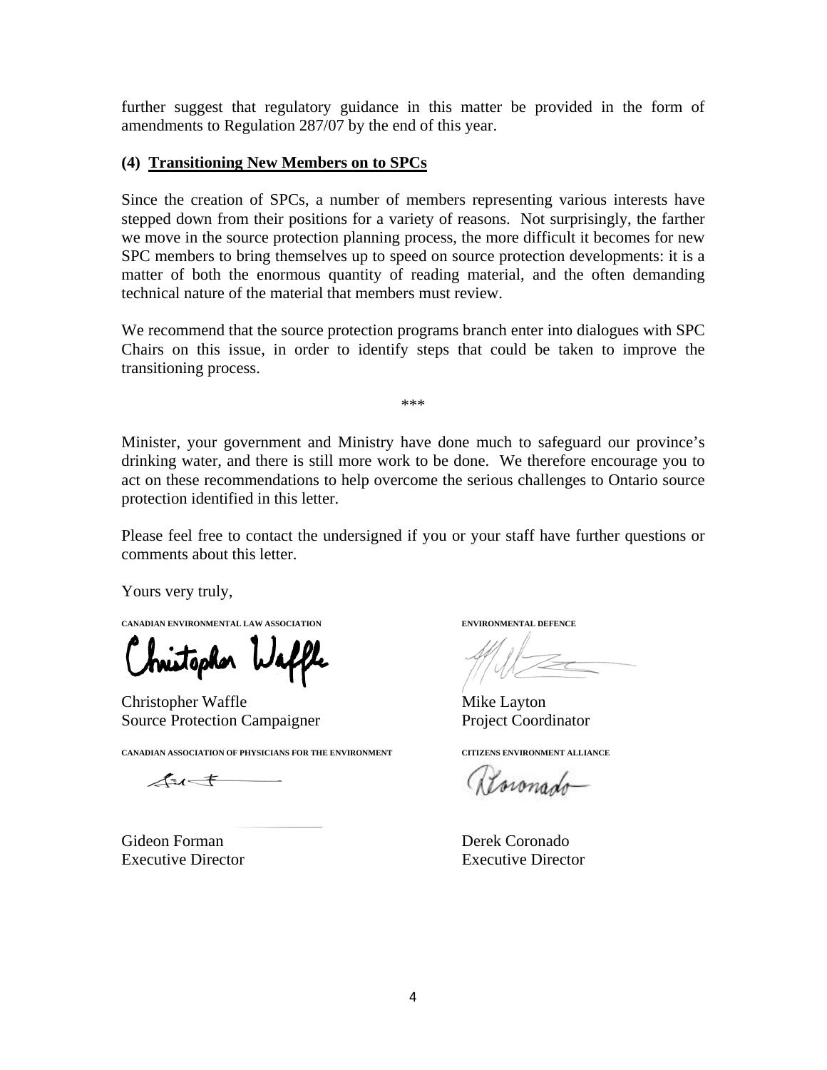further suggest that regulatory guidance in this matter be provided in the form of amendments to Regulation 287/07 by the end of this year.

### (4) Transitioning New Members on to SPCs

Since the creation of SPCs, a number of members representing various interests have stepped down from their positions for a variety of reasons. Not surprisingly, the farther we move in the source protection planning process, the more difficult it becomes for new SPC members to bring themselves up to speed on source protection developments: it is a matter of both the enormous quantity of reading material, and the often demanding technical nature of the material that members must review.

We recommend that the source protection programs branch enter into dialogues with SPC Chairs on this issue, in order to identify steps that could be taken to improve the transitioning process.

***

Minister, your government and Ministry have done much to safeguard our province's drinking water, and there is still more work to be done. We therefore encourage you to act on these recommendations to help overcome the serious challenges to Ontario source protection identified in this letter.

Please feel free to contact the undersigned if you or your staff have further questions or comments about this letter.

Yours very truly,

**CANADIAN ENVIRONMENTAL LAW ASSOCIATION**

Christopher Waffle
Source Protection Campaigner

**ENVIRONMENTAL DEFENCE**

Mike Layton
Project Coordinator

**CANADIAN ASSOCIATION OF PHYSICIANS FOR THE ENVIRONMENT**

Gideon Forman
Executive Director

**CITIZENS ENVIRONMENT ALLIANCE**

Derek Coronado
Executive Director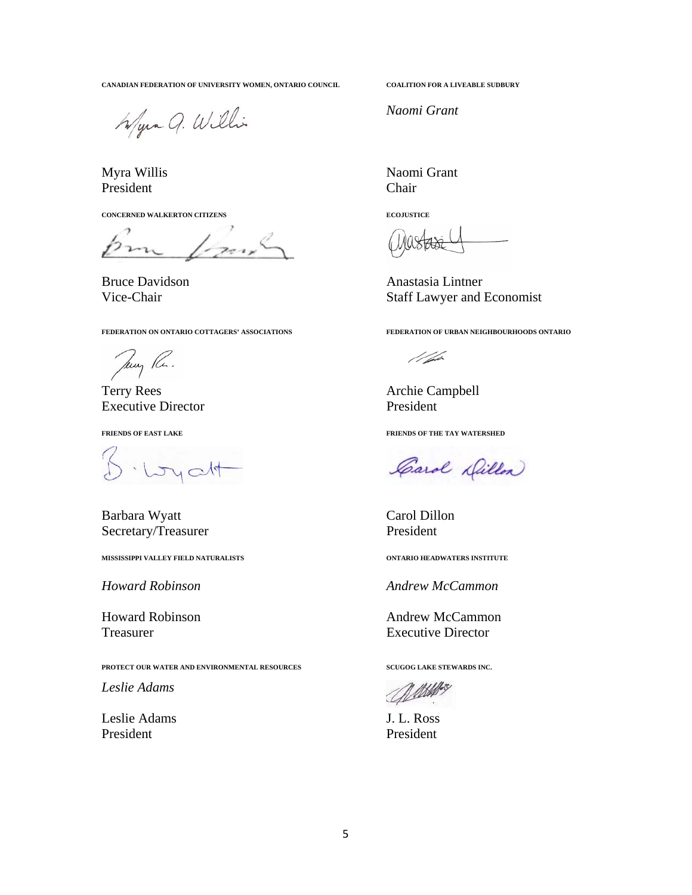**CANADIAN FEDERATION OF UNIVERSITY WOMEN, ONTARIO COUNCIL**

Myra Willis
President

**COALITION FOR A LIVEABLE SUDBURY**

*Naomi Grant*

Naomi Grant
Chair

**CONCERNED WALKERTON CITIZENS**

Bruce Davidson
Vice-Chair

**ECOJUSTICE**

Anastasia Lintner
Staff Lawyer and Economist

**FEDERATION ON ONTARIO COTTAGERS' ASSOCIATIONS**

Terry Rees
Executive Director

**FEDERATION OF URBAN NEIGHBOURHOODS ONTARIO**

Archie Campbell
President

**FRIENDS OF EAST LAKE**

Barbara Wyatt
Secretary/Treasurer

**FRIENDS OF THE TAY WATERSHED**

Carol Dillon
President

**MISSISSIPPI VALLEY FIELD NATURALISTS**

*Howard Robinson*

Howard Robinson
Treasurer

**ONTARIO HEADWATERS INSTITUTE**

*Andrew McCammon*

Andrew McCammon
Executive Director

**PROTECT OUR WATER AND ENVIRONMENTAL RESOURCES**

*Leslie Adams*

Leslie Adams
President

**SCUGOG LAKE STEWARDS INC.**

J. L. Ross
President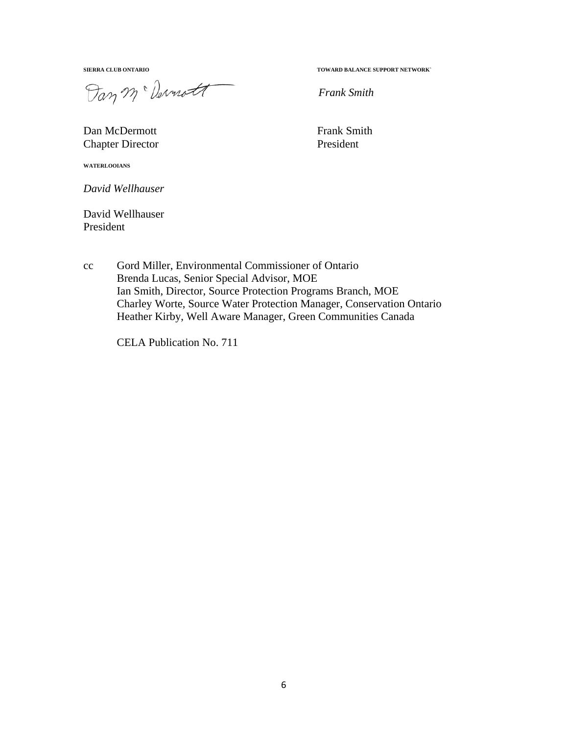**SIERRA CLUB ONTARIO**

Dan McDermott
Chapter Director

**TOWARD BALANCE SUPPORT NETWORK**`

*Frank Smith*

Frank Smith
President

**WATERLOOIANS**

*David Wellhauser*

David Wellhauser
President

cc Gord Miller, Environmental Commissioner of Ontario
Brenda Lucas, Senior Special Advisor, MOE
Ian Smith, Director, Source Protection Programs Branch, MOE
Charley Worte, Source Water Protection Manager, Conservation Ontario
Heather Kirby, Well Aware Manager, Green Communities Canada

CELA Publication No. 711